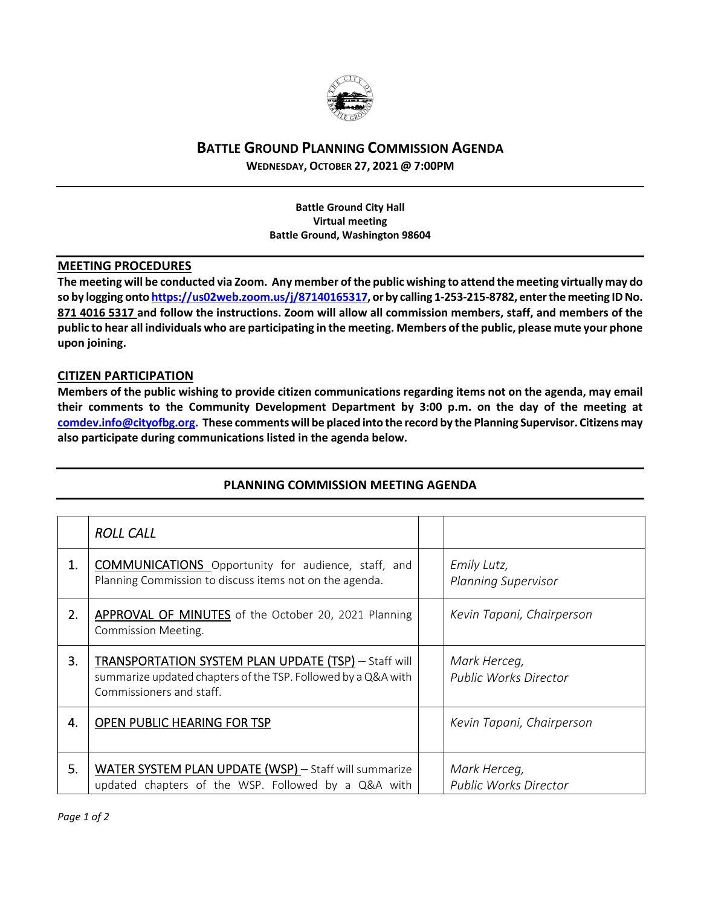# BATTLE GROUND PLANNING COMMISSION AGENDA

**WEDNESDAY, OCTOBER 27, 2021 @ 7:00PM**

**Battle Ground City Hall**
**Virtual meeting**
**Battle Ground, Washington 98604**

## MEETING PROCEDURES

**The meeting will be conducted via Zoom. Any member of the public wishing to attend the meeting virtually may do so by logging onto https://us02web.zoom.us/j/87140165317, or by calling 1-253-215-8782, enter the meeting ID No. 871 4016 5317 and follow the instructions. Zoom will allow all commission members, staff, and members of the public to hear all individuals who are participating in the meeting. Members of the public, please mute your phone upon joining.**

## CITIZEN PARTICIPATION

**Members of the public wishing to provide citizen communications regarding items not on the agenda, may email their comments to the Community Development Department by 3:00 p.m. on the day of the meeting at comdev.info@cityofbg.org. These comments will be placed into the record by the Planning Supervisor. Citizens may also participate during communications listed in the agenda below.**

## PLANNING COMMISSION MEETING AGENDA

| | | | |
|---|---|---|---|
| | *ROLL CALL* | | |
| 1. | COMMUNICATIONS Opportunity for audience, staff, and Planning Commission to discuss items not on the agenda. | | *Emily Lutz, Planning Supervisor* |
| 2. | APPROVAL OF MINUTES of the October 20, 2021 Planning Commission Meeting. | | *Kevin Tapani, Chairperson* |
| 3. | TRANSPORTATION SYSTEM PLAN UPDATE (TSP) – Staff will summarize updated chapters of the TSP. Followed by a Q&A with Commissioners and staff. | | *Mark Herceg, Public Works Director* |
| 4. | OPEN PUBLIC HEARING FOR TSP | | *Kevin Tapani, Chairperson* |
| 5. | WATER SYSTEM PLAN UPDATE (WSP) – Staff will summarize updated chapters of the WSP. Followed by a Q&A with | | *Mark Herceg, Public Works Director* |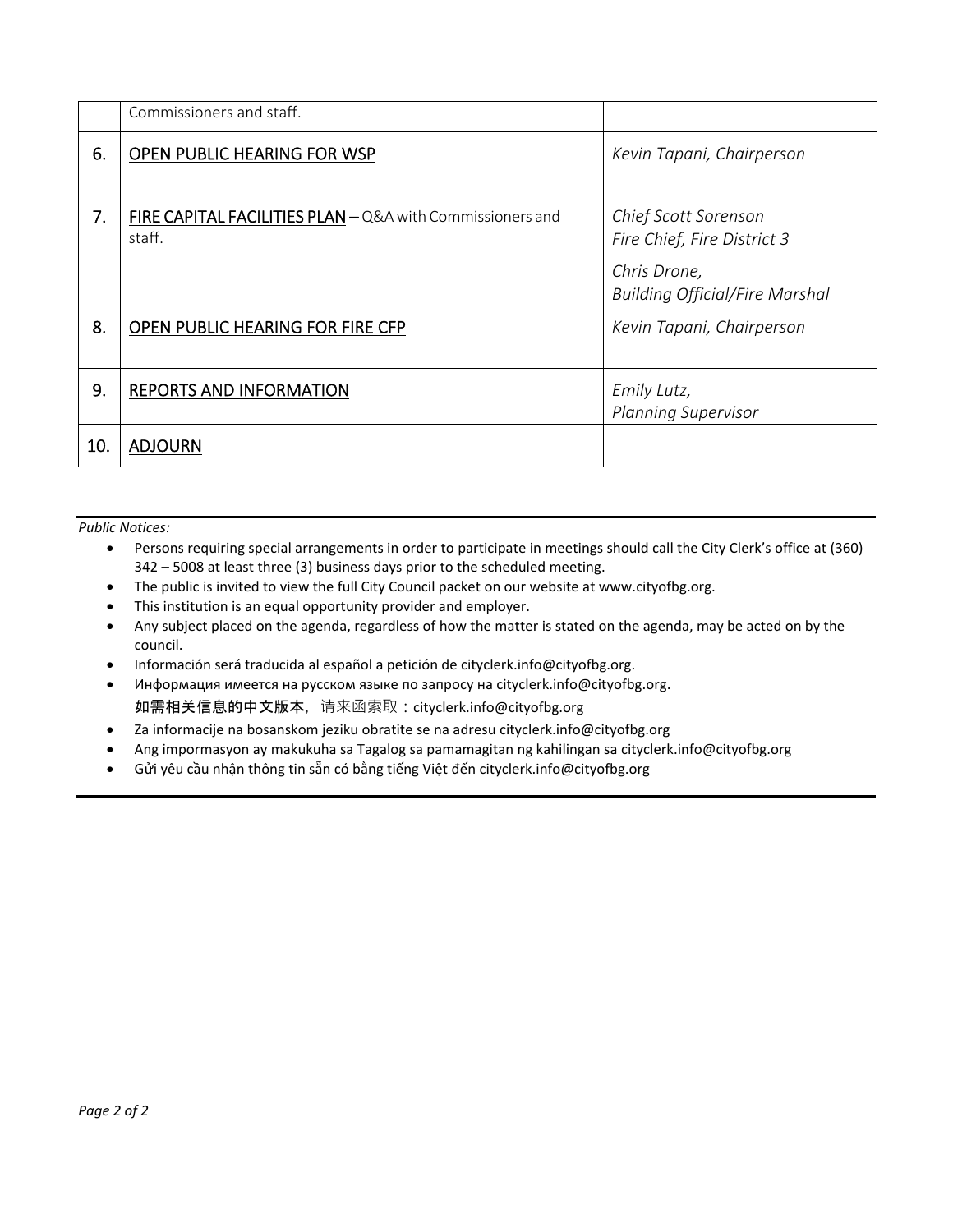| | | | |
|---|---|---|---|
| | Commissioners and staff. | | |
| 6. | <u>OPEN PUBLIC HEARING FOR WSP</u> | | *Kevin Tapani, Chairperson* |
| 7. | <u>FIRE CAPITAL FACILITIES PLAN</u> – Q&A with Commissioners and staff. | | *Chief Scott Sorenson*<br>*Fire Chief, Fire District 3*<br>*Chris Drone,*<br>*Building Official/Fire Marshal* |
| 8. | <u>OPEN PUBLIC HEARING FOR FIRE CFP</u> | | *Kevin Tapani, Chairperson* |
| 9. | <u>REPORTS AND INFORMATION</u> | | *Emily Lutz,*<br>*Planning Supervisor* |
| 10. | <u>ADJOURN</u> | | |

*Public Notices:*

- Persons requiring special arrangements in order to participate in meetings should call the City Clerk's office at (360) 342 – 5008 at least three (3) business days prior to the scheduled meeting.
- The public is invited to view the full City Council packet on our website at www.cityofbg.org.
- This institution is an equal opportunity provider and employer.
- Any subject placed on the agenda, regardless of how the matter is stated on the agenda, may be acted on by the council.
- Información será traducida al español a petición de cityclerk.info@cityofbg.org.
- Информация имеется на русском языке по запросу на cityclerk.info@cityofbg.org.
  **如需相关信息的中文版本**，请来函索取：cityclerk.info@cityofbg.org
- Za informacije na bosanskom jeziku obratite se na adresu cityclerk.info@cityofbg.org
- Ang impormasyon ay makukuha sa Tagalog sa pamamagitan ng kahilingan sa cityclerk.info@cityofbg.org
- Gửi yêu cầu nhận thông tin sẵn có bằng tiếng Việt đến cityclerk.info@cityofbg.org